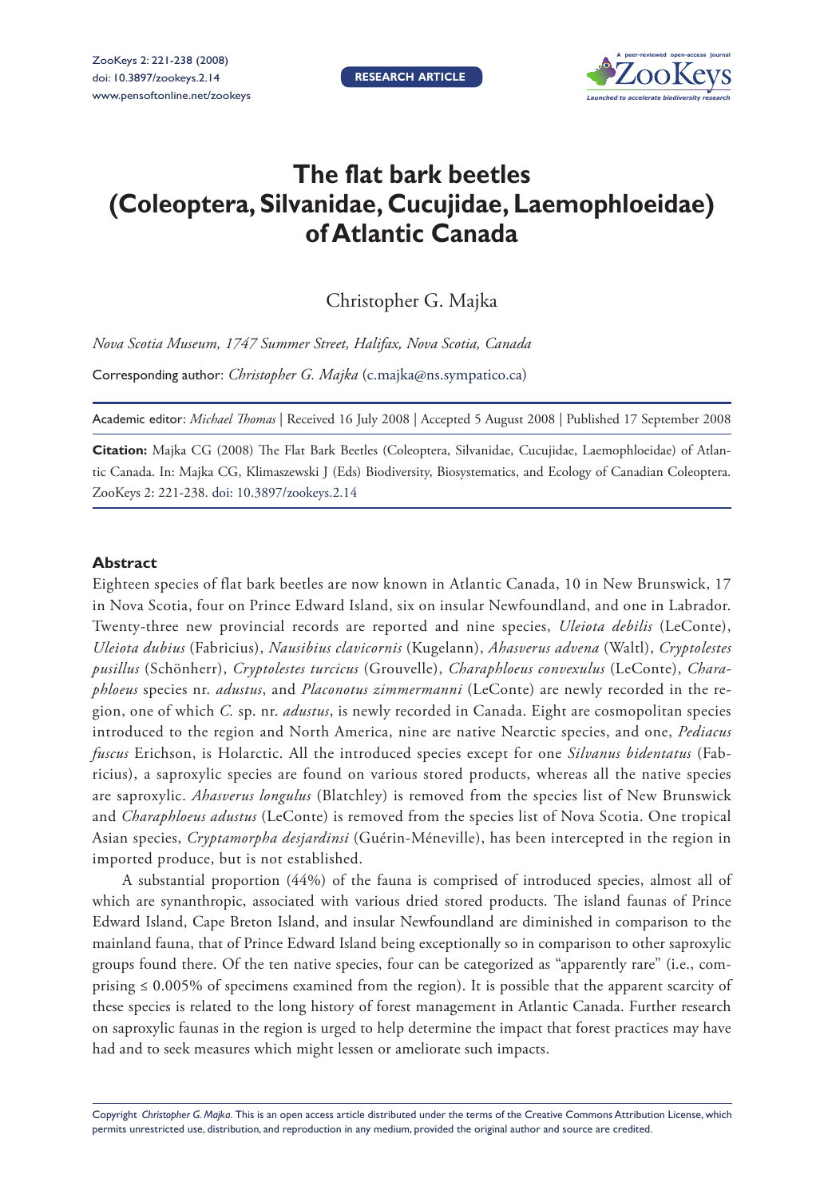# The flat bark beetles (Coleoptera, Silvanidae, Cucujidae, Laemophloeidae) of Atlantic Canada

Christopher G. Majka

*Nova Scotia Museum, 1747 Summer Street, Halifax, Nova Scotia, Canada*

Corresponding author: *Christopher G. Majka* (c.majka@ns.sympatico.ca)

Academic editor: *Michael Thomas* | Received 16 July 2008 | Accepted 5 August 2008 | Published 17 September 2008

**Citation:** Majka CG (2008) The Flat Bark Beetles (Coleoptera, Silvanidae, Cucujidae, Laemophloeidae) of Atlantic Canada. In: Majka CG, Klimaszewski J (Eds) Biodiversity, Biosystematics, and Ecology of Canadian Coleoptera. ZooKeys 2: 221-238. doi: 10.3897/zookeys.2.14

## Abstract

Eighteen species of flat bark beetles are now known in Atlantic Canada, 10 in New Brunswick, 17 in Nova Scotia, four on Prince Edward Island, six on insular Newfoundland, and one in Labrador. Twenty-three new provincial records are reported and nine species, *Uleiota debilis* (LeConte), *Uleiota dubius* (Fabricius), *Nausibius clavicornis* (Kugelann), *Ahasverus advena* (Waltl), *Cryptolestes pusillus* (Schönherr), *Cryptolestes turcicus* (Grouvelle), *Charaphloeus convexulus* (LeConte), *Charaphloeus* species nr. *adustus*, and *Placonotus zimmermanni* (LeConte) are newly recorded in the region, one of which *C.* sp. nr. *adustus*, is newly recorded in Canada. Eight are cosmopolitan species introduced to the region and North America, nine are native Nearctic species, and one, *Pediacus fuscus* Erichson, is Holarctic. All the introduced species except for one *Silvanus bidentatus* (Fabricius), a saproxylic species are found on various stored products, whereas all the native species are saproxylic. *Ahasverus longulus* (Blatchley) is removed from the species list of New Brunswick and *Charaphloeus adustus* (LeConte) is removed from the species list of Nova Scotia. One tropical Asian species, *Cryptamorpha desjardinsi* (Guérin-Méneville), has been intercepted in the region in imported produce, but is not established.

A substantial proportion (44%) of the fauna is comprised of introduced species, almost all of which are synanthropic, associated with various dried stored products. The island faunas of Prince Edward Island, Cape Breton Island, and insular Newfoundland are diminished in comparison to the mainland fauna, that of Prince Edward Island being exceptionally so in comparison to other saproxylic groups found there. Of the ten native species, four can be categorized as "apparently rare" (i.e., comprising ≤ 0.005% of specimens examined from the region). It is possible that the apparent scarcity of these species is related to the long history of forest management in Atlantic Canada. Further research on saproxylic faunas in the region is urged to help determine the impact that forest practices may have had and to seek measures which might lessen or ameliorate such impacts.

Copyright *Christopher G. Majka*. This is an open access article distributed under the terms of the Creative Commons Attribution License, which permits unrestricted use, distribution, and reproduction in any medium, provided the original author and source are credited.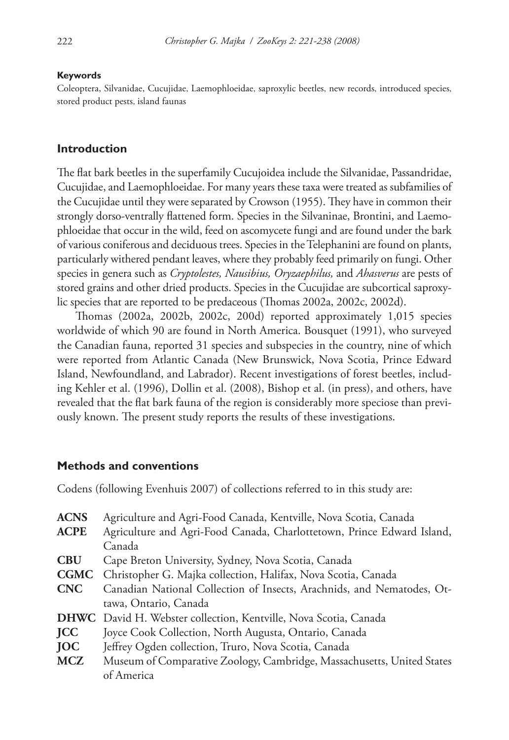**Keywords**

Coleoptera, Silvanidae, Cucujidae, Laemophloeidae, saproxylic beetles, new records, introduced species, stored product pests, island faunas

## Introduction

The flat bark beetles in the superfamily Cucujoidea include the Silvanidae, Passandridae, Cucujidae, and Laemophloeidae. For many years these taxa were treated as subfamilies of the Cucujidae until they were separated by Crowson (1955). They have in common their strongly dorso-ventrally flattened form. Species in the Silvaninae, Brontini, and Laemophloeidae that occur in the wild, feed on ascomycete fungi and are found under the bark of various coniferous and deciduous trees. Species in the Telephanini are found on plants, particularly withered pendant leaves, where they probably feed primarily on fungi. Other species in genera such as *Cryptolestes, Nausibius, Oryzaephilus,* and *Ahasverus* are pests of stored grains and other dried products. Species in the Cucujidae are subcortical saproxylic species that are reported to be predaceous (Thomas 2002a, 2002c, 2002d).

Thomas (2002a, 2002b, 2002c, 200d) reported approximately 1,015 species worldwide of which 90 are found in North America. Bousquet (1991), who surveyed the Canadian fauna, reported 31 species and subspecies in the country, nine of which were reported from Atlantic Canada (New Brunswick, Nova Scotia, Prince Edward Island, Newfoundland, and Labrador). Recent investigations of forest beetles, including Kehler et al. (1996), Dollin et al. (2008), Bishop et al. (in press), and others, have revealed that the flat bark fauna of the region is considerably more speciose than previously known. The present study reports the results of these investigations.

## Methods and conventions

Codens (following Evenhuis 2007) of collections referred to in this study are:

**ACNS** Agriculture and Agri-Food Canada, Kentville, Nova Scotia, Canada
**ACPE** Agriculture and Agri-Food Canada, Charlottetown, Prince Edward Island, Canada
**CBU** Cape Breton University, Sydney, Nova Scotia, Canada
**CGMC** Christopher G. Majka collection, Halifax, Nova Scotia, Canada
**CNC** Canadian National Collection of Insects, Arachnids, and Nematodes, Ottawa, Ontario, Canada
**DHWC** David H. Webster collection, Kentville, Nova Scotia, Canada
**JCC** Joyce Cook Collection, North Augusta, Ontario, Canada
**JOC** Jeffrey Ogden collection, Truro, Nova Scotia, Canada
**MCZ** Museum of Comparative Zoology, Cambridge, Massachusetts, United States of America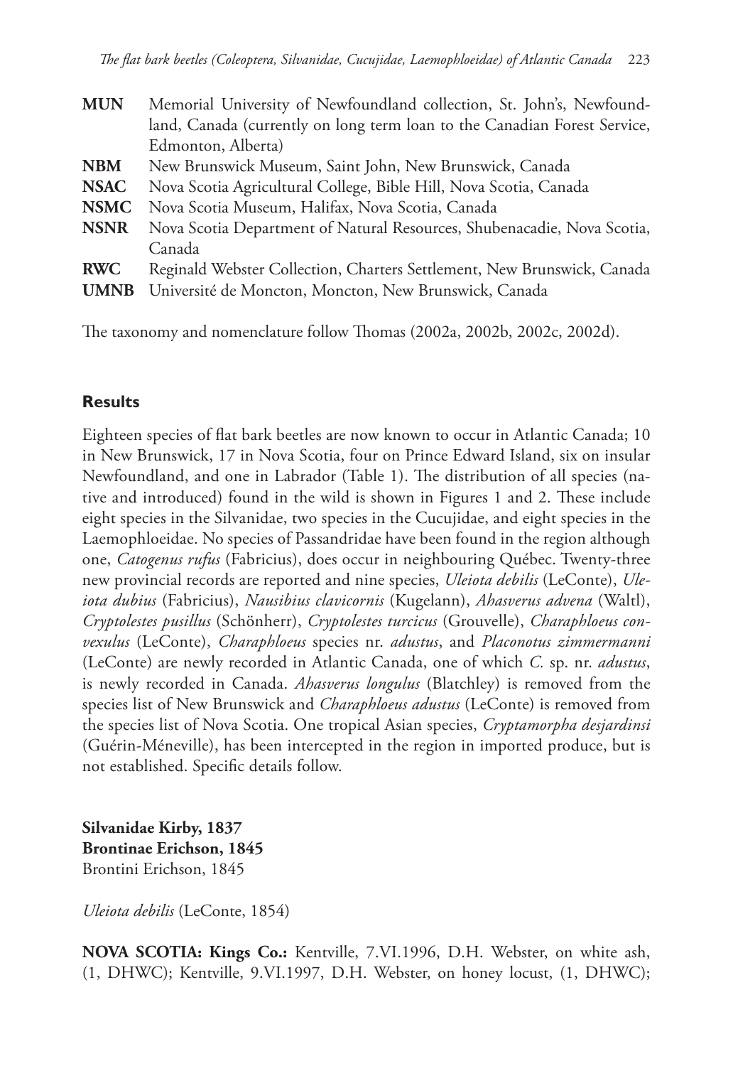**MUN** Memorial University of Newfoundland collection, St. John's, Newfoundland, Canada (currently on long term loan to the Canadian Forest Service, Edmonton, Alberta)
**NBM** New Brunswick Museum, Saint John, New Brunswick, Canada
**NSAC** Nova Scotia Agricultural College, Bible Hill, Nova Scotia, Canada
**NSMC** Nova Scotia Museum, Halifax, Nova Scotia, Canada
**NSNR** Nova Scotia Department of Natural Resources, Shubenacadie, Nova Scotia, Canada
**RWC** Reginald Webster Collection, Charters Settlement, New Brunswick, Canada
**UMNB** Université de Moncton, Moncton, New Brunswick, Canada

The taxonomy and nomenclature follow Thomas (2002a, 2002b, 2002c, 2002d).

## Results

Eighteen species of flat bark beetles are now known to occur in Atlantic Canada; 10 in New Brunswick, 17 in Nova Scotia, four on Prince Edward Island, six on insular Newfoundland, and one in Labrador (Table 1). The distribution of all species (native and introduced) found in the wild is shown in Figures 1 and 2. These include eight species in the Silvanidae, two species in the Cucujidae, and eight species in the Laemophloeidae. No species of Passandridae have been found in the region although one, *Catogenus rufus* (Fabricius), does occur in neighbouring Québec. Twenty-three new provincial records are reported and nine species, *Uleiota debilis* (LeConte), *Uleiota dubius* (Fabricius), *Nausibius clavicornis* (Kugelann), *Ahasverus advena* (Waltl), *Cryptolestes pusillus* (Schönherr), *Cryptolestes turcicus* (Grouvelle), *Charaphloeus convexulus* (LeConte), *Charaphloeus* species nr. *adustus*, and *Placonotus zimmermanni* (LeConte) are newly recorded in Atlantic Canada, one of which *C.* sp. nr. *adustus*, is newly recorded in Canada. *Ahasverus longulus* (Blatchley) is removed from the species list of New Brunswick and *Charaphloeus adustus* (LeConte) is removed from the species list of Nova Scotia. One tropical Asian species, *Cryptamorpha desjardinsi* (Guérin-Méneville), has been intercepted in the region in imported produce, but is not established. Specific details follow.

**Silvanidae Kirby, 1837**
**Brontinae Erichson, 1845**
Brontini Erichson, 1845

*Uleiota debilis* (LeConte, 1854)

**NOVA SCOTIA: Kings Co.:** Kentville, 7.VI.1996, D.H. Webster, on white ash, (1, DHWC); Kentville, 9.VI.1997, D.H. Webster, on honey locust, (1, DHWC);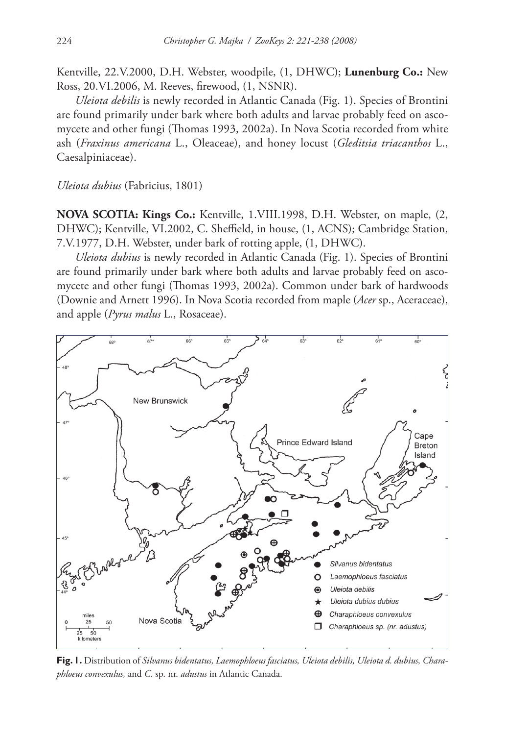Kentville, 22.V.2000, D.H. Webster, woodpile, (1, DHWC); **Lunenburg Co.:** New Ross, 20.VI.2006, M. Reeves, firewood, (1, NSNR).

*Uleiota debilis* is newly recorded in Atlantic Canada (Fig. 1). Species of Brontini are found primarily under bark where both adults and larvae probably feed on ascomycete and other fungi (Thomas 1993, 2002a). In Nova Scotia recorded from white ash (*Fraxinus americana* L., Oleaceae), and honey locust (*Gleditsia triacanthos* L., Caesalpiniaceae).

*Uleiota dubius* (Fabricius, 1801)

**NOVA SCOTIA: Kings Co.:** Kentville, 1.VIII.1998, D.H. Webster, on maple, (2, DHWC); Kentville, VI.2002, C. Sheffield, in house, (1, ACNS); Cambridge Station, 7.V.1977, D.H. Webster, under bark of rotting apple, (1, DHWC).

*Uleiota dubius* is newly recorded in Atlantic Canada (Fig. 1). Species of Brontini are found primarily under bark where both adults and larvae probably feed on ascomycete and other fungi (Thomas 1993, 2002a). Common under bark of hardwoods (Downie and Arnett 1996). In Nova Scotia recorded from maple (*Acer* sp., Aceraceae), and apple (*Pyrus malus* L., Rosaceae).

**Fig. 1.** Distribution of *Silvanus bidentatus, Laemophloeus fasciatus, Uleiota debilis, Uleiota d. dubius, Charaphloeus convexulus,* and *C.* sp. nr. *adustus* in Atlantic Canada.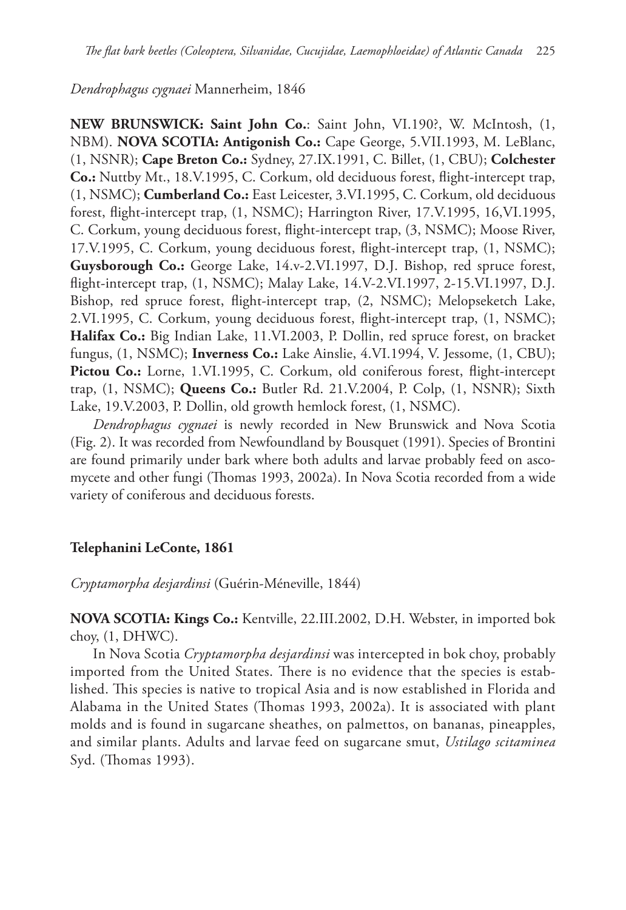*Dendrophagus cygnaei* Mannerheim, 1846

**NEW BRUNSWICK: Saint John Co.**: Saint John, VI.190?, W. McIntosh, (1, NBM). **NOVA SCOTIA: Antigonish Co.:** Cape George, 5.VII.1993, M. LeBlanc, (1, NSNR); **Cape Breton Co.:** Sydney, 27.IX.1991, C. Billet, (1, CBU); **Colchester Co.:** Nuttby Mt., 18.V.1995, C. Corkum, old deciduous forest, flight-intercept trap, (1, NSMC); **Cumberland Co.:** East Leicester, 3.VI.1995, C. Corkum, old deciduous forest, flight-intercept trap, (1, NSMC); Harrington River, 17.V.1995, 16,VI.1995, C. Corkum, young deciduous forest, flight-intercept trap, (3, NSMC); Moose River, 17.V.1995, C. Corkum, young deciduous forest, flight-intercept trap, (1, NSMC); **Guysborough Co.:** George Lake, 14.v-2.VI.1997, D.J. Bishop, red spruce forest, flight-intercept trap, (1, NSMC); Malay Lake, 14.V-2.VI.1997, 2-15.VI.1997, D.J. Bishop, red spruce forest, flight-intercept trap, (2, NSMC); Melopseketch Lake, 2.VI.1995, C. Corkum, young deciduous forest, flight-intercept trap, (1, NSMC); **Halifax Co.:** Big Indian Lake, 11.VI.2003, P. Dollin, red spruce forest, on bracket fungus, (1, NSMC); **Inverness Co.:** Lake Ainslie, 4.VI.1994, V. Jessome, (1, CBU); **Pictou Co.:** Lorne, 1.VI.1995, C. Corkum, old coniferous forest, flight-intercept trap, (1, NSMC); **Queens Co.:** Butler Rd. 21.V.2004, P. Colp, (1, NSNR); Sixth Lake, 19.V.2003, P. Dollin, old growth hemlock forest, (1, NSMC).

*Dendrophagus cygnaei* is newly recorded in New Brunswick and Nova Scotia (Fig. 2). It was recorded from Newfoundland by Bousquet (1991). Species of Brontini are found primarily under bark where both adults and larvae probably feed on ascomycete and other fungi (Thomas 1993, 2002a). In Nova Scotia recorded from a wide variety of coniferous and deciduous forests.

## Telephanini LeConte, 1861

*Cryptamorpha desjardinsi* (Guérin-Méneville, 1844)

**NOVA SCOTIA: Kings Co.:** Kentville, 22.III.2002, D.H. Webster, in imported bok choy, (1, DHWC).

In Nova Scotia *Cryptamorpha desjardinsi* was intercepted in bok choy, probably imported from the United States. There is no evidence that the species is established. This species is native to tropical Asia and is now established in Florida and Alabama in the United States (Thomas 1993, 2002a). It is associated with plant molds and is found in sugarcane sheathes, on palmettos, on bananas, pineapples, and similar plants. Adults and larvae feed on sugarcane smut, *Ustilago scitaminea* Syd. (Thomas 1993).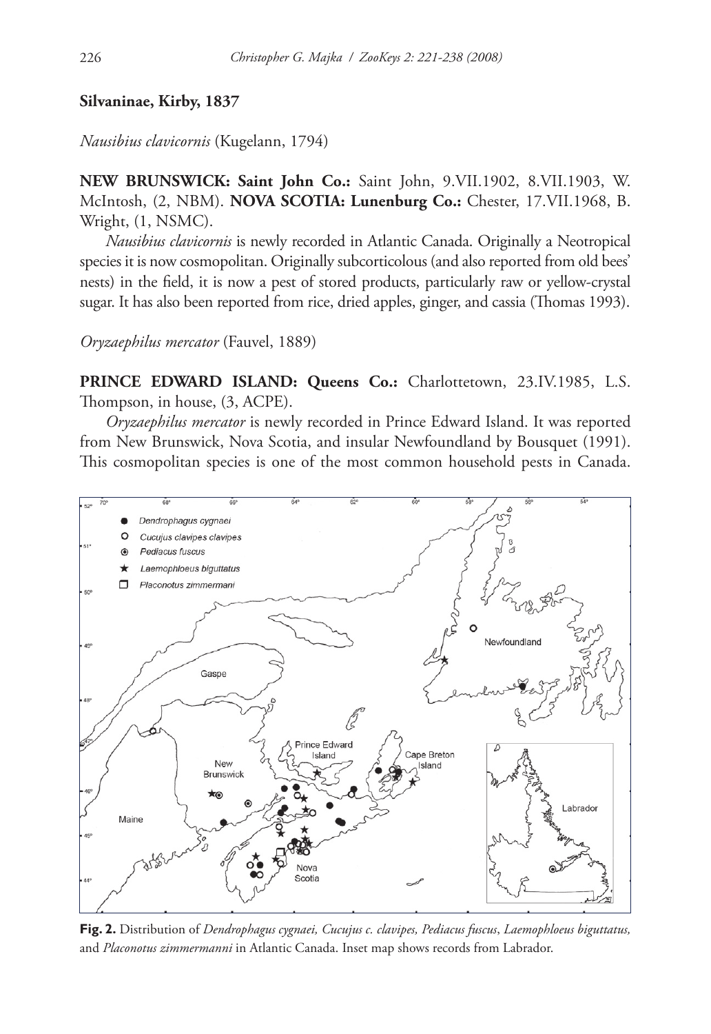**Silvaninae, Kirby, 1837**

*Nausibius clavicornis* (Kugelann, 1794)

**NEW BRUNSWICK: Saint John Co.:** Saint John, 9.VII.1902, 8.VII.1903, W. McIntosh, (2, NBM). **NOVA SCOTIA: Lunenburg Co.:** Chester, 17.VII.1968, B. Wright, (1, NSMC).

*Nausibius clavicornis* is newly recorded in Atlantic Canada. Originally a Neotropical species it is now cosmopolitan. Originally subcorticolous (and also reported from old bees' nests) in the field, it is now a pest of stored products, particularly raw or yellow-crystal sugar. It has also been reported from rice, dried apples, ginger, and cassia (Thomas 1993).

*Oryzaephilus mercator* (Fauvel, 1889)

**PRINCE EDWARD ISLAND: Queens Co.:** Charlottetown, 23.IV.1985, L.S. Thompson, in house, (3, ACPE).

*Oryzaephilus mercator* is newly recorded in Prince Edward Island. It was reported from New Brunswick, Nova Scotia, and insular Newfoundland by Bousquet (1991). This cosmopolitan species is one of the most common household pests in Canada.

**Fig. 2.** Distribution of *Dendrophagus cygnaei, Cucujus c. clavipes, Pediacus fuscus*, *Laemophloeus biguttatus,* and *Placonotus zimmermanni* in Atlantic Canada. Inset map shows records from Labrador.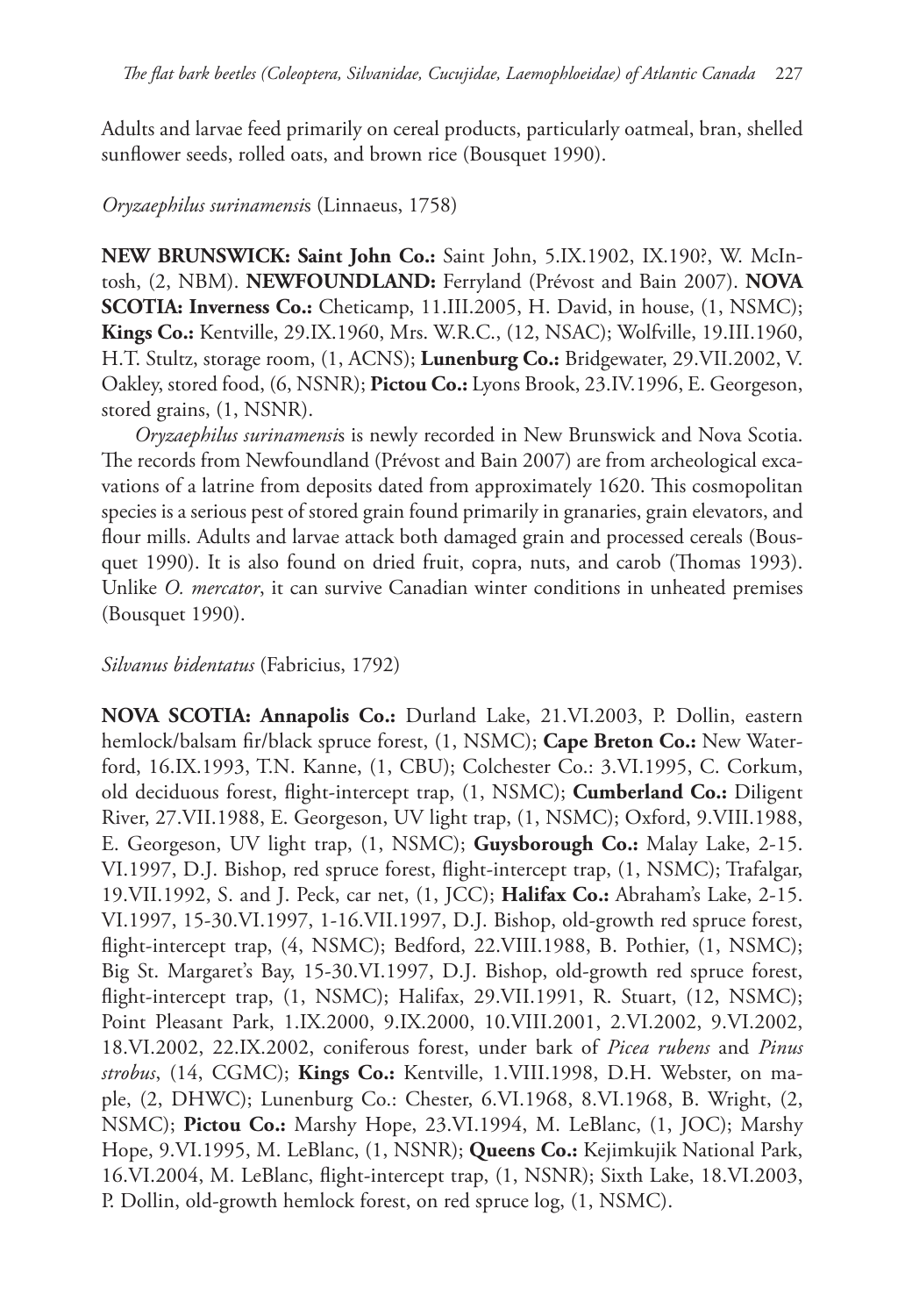Adults and larvae feed primarily on cereal products, particularly oatmeal, bran, shelled sunflower seeds, rolled oats, and brown rice (Bousquet 1990).

*Oryzaephilus surinamensis* (Linnaeus, 1758)

**NEW BRUNSWICK: Saint John Co.:** Saint John, 5.IX.1902, IX.190?, W. McIntosh, (2, NBM). **NEWFOUNDLAND:** Ferryland (Prévost and Bain 2007). **NOVA SCOTIA: Inverness Co.:** Cheticamp, 11.III.2005, H. David, in house, (1, NSMC); **Kings Co.:** Kentville, 29.IX.1960, Mrs. W.R.C., (12, NSAC); Wolfville, 19.III.1960, H.T. Stultz, storage room, (1, ACNS); **Lunenburg Co.:** Bridgewater, 29.VII.2002, V. Oakley, stored food, (6, NSNR); **Pictou Co.:** Lyons Brook, 23.IV.1996, E. Georgeson, stored grains, (1, NSNR).

*Oryzaephilus surinamensis* is newly recorded in New Brunswick and Nova Scotia. The records from Newfoundland (Prévost and Bain 2007) are from archeological excavations of a latrine from deposits dated from approximately 1620. This cosmopolitan species is a serious pest of stored grain found primarily in granaries, grain elevators, and flour mills. Adults and larvae attack both damaged grain and processed cereals (Bousquet 1990). It is also found on dried fruit, copra, nuts, and carob (Thomas 1993). Unlike *O. mercator*, it can survive Canadian winter conditions in unheated premises (Bousquet 1990).

*Silvanus bidentatus* (Fabricius, 1792)

**NOVA SCOTIA: Annapolis Co.:** Durland Lake, 21.VI.2003, P. Dollin, eastern hemlock/balsam fir/black spruce forest, (1, NSMC); **Cape Breton Co.:** New Waterford, 16.IX.1993, T.N. Kanne, (1, CBU); Colchester Co.: 3.VI.1995, C. Corkum, old deciduous forest, flight-intercept trap, (1, NSMC); **Cumberland Co.:** Diligent River, 27.VII.1988, E. Georgeson, UV light trap, (1, NSMC); Oxford, 9.VIII.1988, E. Georgeson, UV light trap, (1, NSMC); **Guysborough Co.:** Malay Lake, 2-15.VI.1997, D.J. Bishop, red spruce forest, flight-intercept trap, (1, NSMC); Trafalgar, 19.VII.1992, S. and J. Peck, car net, (1, JCC); **Halifax Co.:** Abraham's Lake, 2-15.VI.1997, 15-30.VI.1997, 1-16.VII.1997, D.J. Bishop, old-growth red spruce forest, flight-intercept trap, (4, NSMC); Bedford, 22.VIII.1988, B. Pothier, (1, NSMC); Big St. Margaret's Bay, 15-30.VI.1997, D.J. Bishop, old-growth red spruce forest, flight-intercept trap, (1, NSMC); Halifax, 29.VII.1991, R. Stuart, (12, NSMC); Point Pleasant Park, 1.IX.2000, 9.IX.2000, 10.VIII.2001, 2.VI.2002, 9.VI.2002, 18.VI.2002, 22.IX.2002, coniferous forest, under bark of *Picea rubens* and *Pinus strobus*, (14, CGMC); **Kings Co.:** Kentville, 1.VIII.1998, D.H. Webster, on maple, (2, DHWC); Lunenburg Co.: Chester, 6.VI.1968, 8.VI.1968, B. Wright, (2, NSMC); **Pictou Co.:** Marshy Hope, 23.VI.1994, M. LeBlanc, (1, JOC); Marshy Hope, 9.VI.1995, M. LeBlanc, (1, NSNR); **Queens Co.:** Kejimkujik National Park, 16.VI.2004, M. LeBlanc, flight-intercept trap, (1, NSNR); Sixth Lake, 18.VI.2003, P. Dollin, old-growth hemlock forest, on red spruce log, (1, NSMC).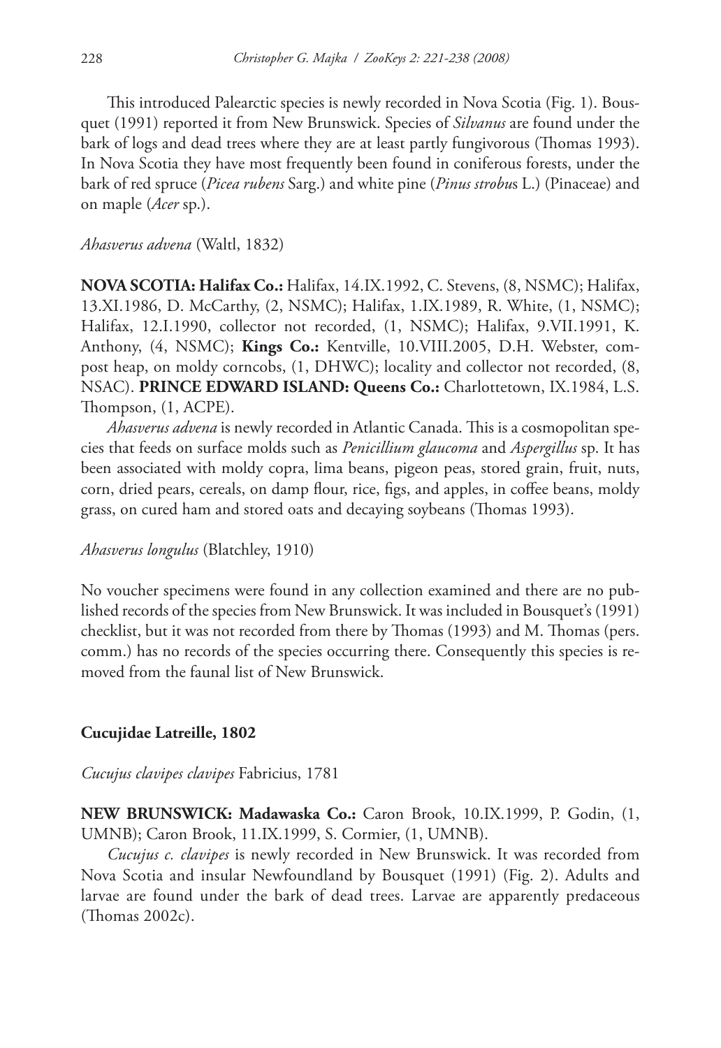This introduced Palearctic species is newly recorded in Nova Scotia (Fig. 1). Bousquet (1991) reported it from New Brunswick. Species of *Silvanus* are found under the bark of logs and dead trees where they are at least partly fungivorous (Thomas 1993). In Nova Scotia they have most frequently been found in coniferous forests, under the bark of red spruce (*Picea rubens* Sarg.) and white pine (*Pinus strobus* L.) (Pinaceae) and on maple (*Acer* sp.).

*Ahasverus advena* (Waltl, 1832)

**NOVA SCOTIA: Halifax Co.:** Halifax, 14.IX.1992, C. Stevens, (8, NSMC); Halifax, 13.XI.1986, D. McCarthy, (2, NSMC); Halifax, 1.IX.1989, R. White, (1, NSMC); Halifax, 12.I.1990, collector not recorded, (1, NSMC); Halifax, 9.VII.1991, K. Anthony, (4, NSMC); **Kings Co.:** Kentville, 10.VIII.2005, D.H. Webster, compost heap, on moldy corncobs, (1, DHWC); locality and collector not recorded, (8, NSAC). **PRINCE EDWARD ISLAND: Queens Co.:** Charlottetown, IX.1984, L.S. Thompson, (1, ACPE).

*Ahasverus advena* is newly recorded in Atlantic Canada. This is a cosmopolitan species that feeds on surface molds such as *Penicillium glaucoma* and *Aspergillus* sp. It has been associated with moldy copra, lima beans, pigeon peas, stored grain, fruit, nuts, corn, dried pears, cereals, on damp flour, rice, figs, and apples, in coffee beans, moldy grass, on cured ham and stored oats and decaying soybeans (Thomas 1993).

*Ahasverus longulus* (Blatchley, 1910)

No voucher specimens were found in any collection examined and there are no published records of the species from New Brunswick. It was included in Bousquet's (1991) checklist, but it was not recorded from there by Thomas (1993) and M. Thomas (pers. comm.) has no records of the species occurring there. Consequently this species is removed from the faunal list of New Brunswick.

## Cucujidae Latreille, 1802

*Cucujus clavipes clavipes* Fabricius, 1781

**NEW BRUNSWICK: Madawaska Co.:** Caron Brook, 10.IX.1999, P. Godin, (1, UMNB); Caron Brook, 11.IX.1999, S. Cormier, (1, UMNB).

*Cucujus c. clavipes* is newly recorded in New Brunswick. It was recorded from Nova Scotia and insular Newfoundland by Bousquet (1991) (Fig. 2). Adults and larvae are found under the bark of dead trees. Larvae are apparently predaceous (Thomas 2002c).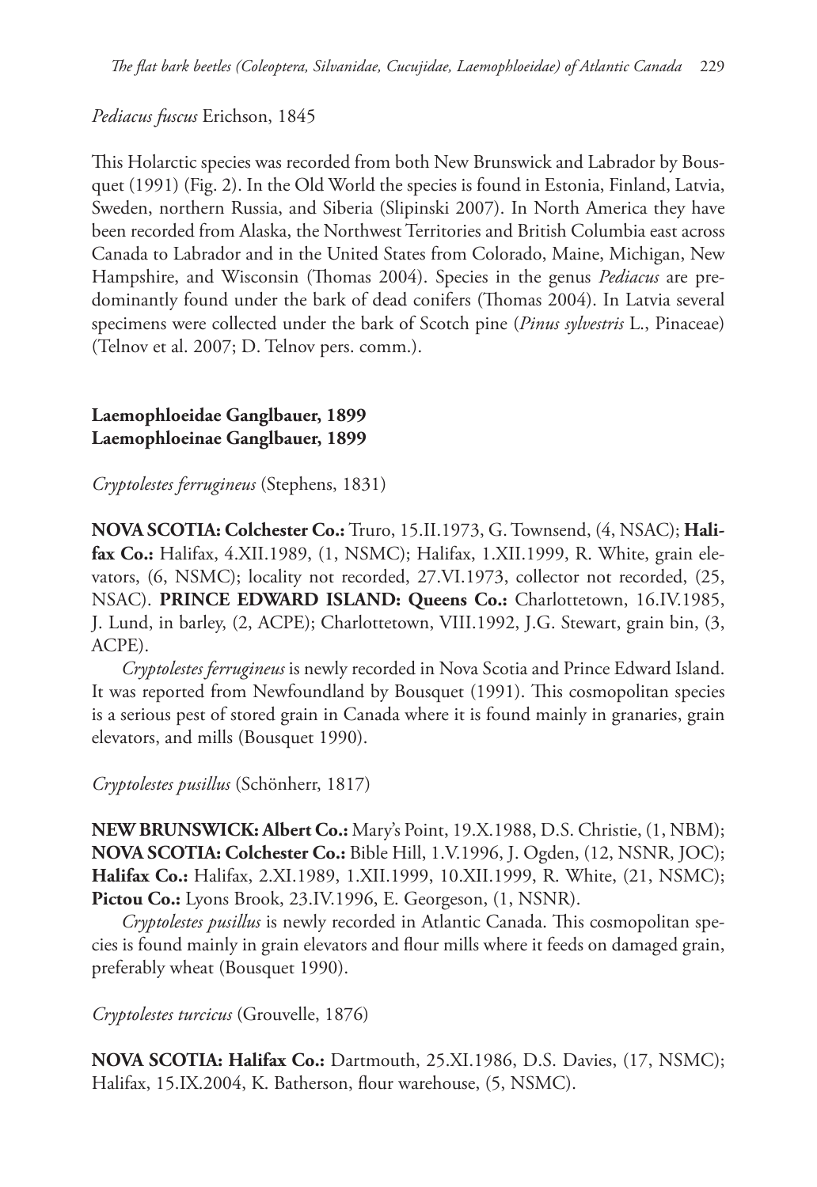*Pediacus fuscus* Erichson, 1845

This Holarctic species was recorded from both New Brunswick and Labrador by Bousquet (1991) (Fig. 2). In the Old World the species is found in Estonia, Finland, Latvia, Sweden, northern Russia, and Siberia (Slipinski 2007). In North America they have been recorded from Alaska, the Northwest Territories and British Columbia east across Canada to Labrador and in the United States from Colorado, Maine, Michigan, New Hampshire, and Wisconsin (Thomas 2004). Species in the genus *Pediacus* are predominantly found under the bark of dead conifers (Thomas 2004). In Latvia several specimens were collected under the bark of Scotch pine (*Pinus sylvestris* L., Pinaceae) (Telnov et al. 2007; D. Telnov pers. comm.).

**Laemophloeidae Ganglbauer, 1899**
**Laemophloeinae Ganglbauer, 1899**

*Cryptolestes ferrugineus* (Stephens, 1831)

**NOVA SCOTIA: Colchester Co.:** Truro, 15.II.1973, G. Townsend, (4, NSAC); **Halifax Co.:** Halifax, 4.XII.1989, (1, NSMC); Halifax, 1.XII.1999, R. White, grain elevators, (6, NSMC); locality not recorded, 27.VI.1973, collector not recorded, (25, NSAC). **PRINCE EDWARD ISLAND: Queens Co.:** Charlottetown, 16.IV.1985, J. Lund, in barley, (2, ACPE); Charlottetown, VIII.1992, J.G. Stewart, grain bin, (3, ACPE).

*Cryptolestes ferrugineus* is newly recorded in Nova Scotia and Prince Edward Island. It was reported from Newfoundland by Bousquet (1991). This cosmopolitan species is a serious pest of stored grain in Canada where it is found mainly in granaries, grain elevators, and mills (Bousquet 1990).

*Cryptolestes pusillus* (Schönherr, 1817)

**NEW BRUNSWICK: Albert Co.:** Mary's Point, 19.X.1988, D.S. Christie, (1, NBM); **NOVA SCOTIA: Colchester Co.:** Bible Hill, 1.V.1996, J. Ogden, (12, NSNR, JOC); **Halifax Co.:** Halifax, 2.XI.1989, 1.XII.1999, 10.XII.1999, R. White, (21, NSMC); **Pictou Co.:** Lyons Brook, 23.IV.1996, E. Georgeson, (1, NSNR).

*Cryptolestes pusillus* is newly recorded in Atlantic Canada. This cosmopolitan species is found mainly in grain elevators and flour mills where it feeds on damaged grain, preferably wheat (Bousquet 1990).

*Cryptolestes turcicus* (Grouvelle, 1876)

**NOVA SCOTIA: Halifax Co.:** Dartmouth, 25.XI.1986, D.S. Davies, (17, NSMC); Halifax, 15.IX.2004, K. Batherson, flour warehouse, (5, NSMC).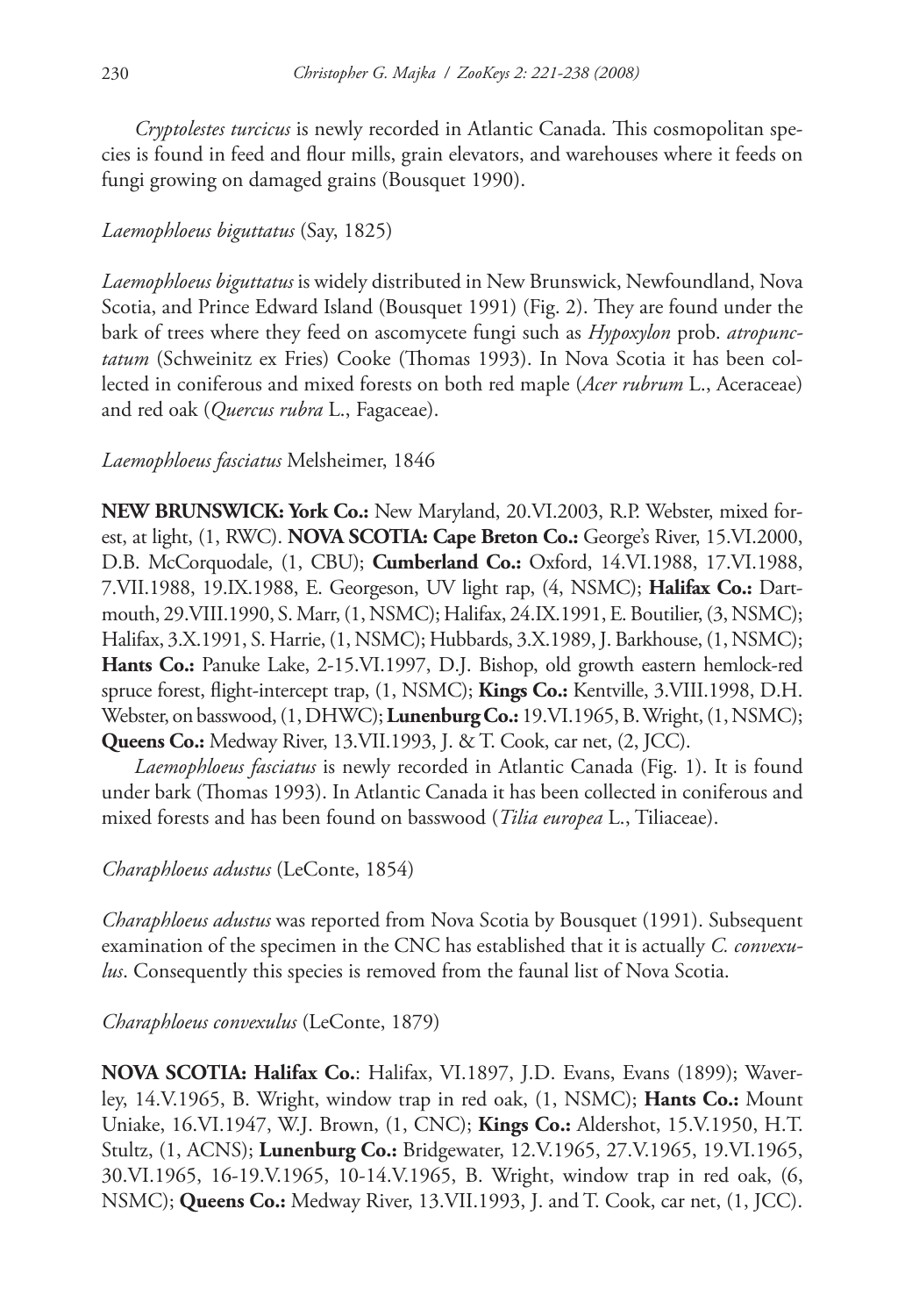*Cryptolestes turcicus* is newly recorded in Atlantic Canada. This cosmopolitan species is found in feed and flour mills, grain elevators, and warehouses where it feeds on fungi growing on damaged grains (Bousquet 1990).

*Laemophloeus biguttatus* (Say, 1825)

*Laemophloeus biguttatus* is widely distributed in New Brunswick, Newfoundland, Nova Scotia, and Prince Edward Island (Bousquet 1991) (Fig. 2). They are found under the bark of trees where they feed on ascomycete fungi such as *Hypoxylon* prob. *atropunctatum* (Schweinitz ex Fries) Cooke (Thomas 1993). In Nova Scotia it has been collected in coniferous and mixed forests on both red maple (*Acer rubrum* L., Aceraceae) and red oak (*Quercus rubra* L., Fagaceae).

*Laemophloeus fasciatus* Melsheimer, 1846

**NEW BRUNSWICK: York Co.:** New Maryland, 20.VI.2003, R.P. Webster, mixed forest, at light, (1, RWC). **NOVA SCOTIA: Cape Breton Co.:** George's River, 15.VI.2000, D.B. McCorquodale, (1, CBU); **Cumberland Co.:** Oxford, 14.VI.1988, 17.VI.1988, 7.VII.1988, 19.IX.1988, E. Georgeson, UV light rap, (4, NSMC); **Halifax Co.:** Dartmouth, 29.VIII.1990, S. Marr, (1, NSMC); Halifax, 24.IX.1991, E. Boutilier, (3, NSMC); Halifax, 3.X.1991, S. Harrie, (1, NSMC); Hubbards, 3.X.1989, J. Barkhouse, (1, NSMC); **Hants Co.:** Panuke Lake, 2-15.VI.1997, D.J. Bishop, old growth eastern hemlock-red spruce forest, flight-intercept trap, (1, NSMC); **Kings Co.:** Kentville, 3.VIII.1998, D.H. Webster, on basswood, (1, DHWC); **Lunenburg Co.:** 19.VI.1965, B. Wright, (1, NSMC); **Queens Co.:** Medway River, 13.VII.1993, J. & T. Cook, car net, (2, JCC).

*Laemophloeus fasciatus* is newly recorded in Atlantic Canada (Fig. 1). It is found under bark (Thomas 1993). In Atlantic Canada it has been collected in coniferous and mixed forests and has been found on basswood (*Tilia europea* L., Tiliaceae).

*Charaphloeus adustus* (LeConte, 1854)

*Charaphloeus adustus* was reported from Nova Scotia by Bousquet (1991). Subsequent examination of the specimen in the CNC has established that it is actually *C. convexulus*. Consequently this species is removed from the faunal list of Nova Scotia.

*Charaphloeus convexulus* (LeConte, 1879)

**NOVA SCOTIA: Halifax Co.**: Halifax, VI.1897, J.D. Evans, Evans (1899); Waverley, 14.V.1965, B. Wright, window trap in red oak, (1, NSMC); **Hants Co.:** Mount Uniake, 16.VI.1947, W.J. Brown, (1, CNC); **Kings Co.:** Aldershot, 15.V.1950, H.T. Stultz, (1, ACNS); **Lunenburg Co.:** Bridgewater, 12.V.1965, 27.V.1965, 19.VI.1965, 30.VI.1965, 16-19.V.1965, 10-14.V.1965, B. Wright, window trap in red oak, (6, NSMC); **Queens Co.:** Medway River, 13.VII.1993, J. and T. Cook, car net, (1, JCC).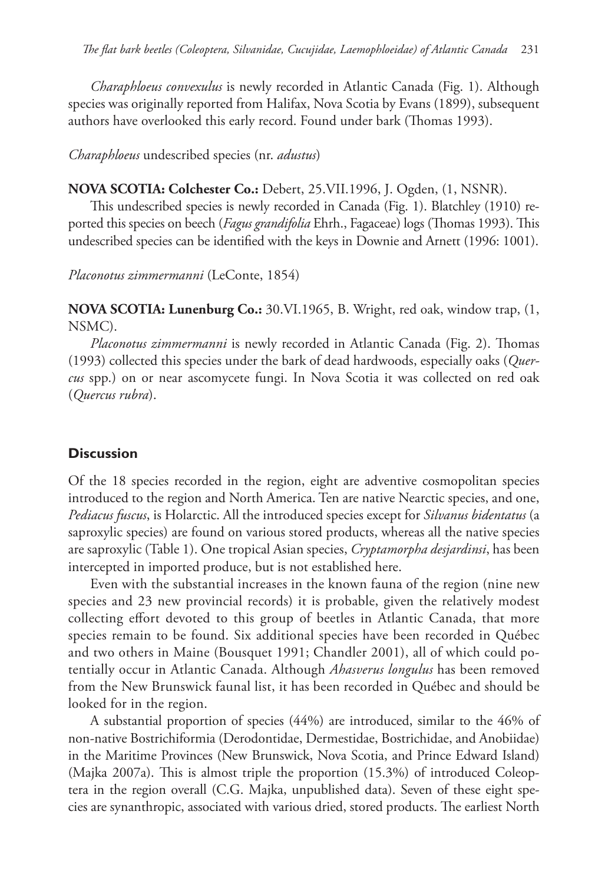*Charaphloeus convexulus* is newly recorded in Atlantic Canada (Fig. 1). Although species was originally reported from Halifax, Nova Scotia by Evans (1899), subsequent authors have overlooked this early record. Found under bark (Thomas 1993).

*Charaphloeus* undescribed species (nr. *adustus*)

**NOVA SCOTIA: Colchester Co.:** Debert, 25.VII.1996, J. Ogden, (1, NSNR).

This undescribed species is newly recorded in Canada (Fig. 1). Blatchley (1910) reported this species on beech (*Fagus grandifolia* Ehrh., Fagaceae) logs (Thomas 1993). This undescribed species can be identified with the keys in Downie and Arnett (1996: 1001).

*Placonotus zimmermanni* (LeConte, 1854)

**NOVA SCOTIA: Lunenburg Co.:** 30.VI.1965, B. Wright, red oak, window trap, (1, NSMC).

*Placonotus zimmermanni* is newly recorded in Atlantic Canada (Fig. 2). Thomas (1993) collected this species under the bark of dead hardwoods, especially oaks (*Quercus* spp.) on or near ascomycete fungi. In Nova Scotia it was collected on red oak (*Quercus rubra*).

## Discussion

Of the 18 species recorded in the region, eight are adventive cosmopolitan species introduced to the region and North America. Ten are native Nearctic species, and one, *Pediacus fuscus*, is Holarctic. All the introduced species except for *Silvanus bidentatus* (a saproxylic species) are found on various stored products, whereas all the native species are saproxylic (Table 1). One tropical Asian species, *Cryptamorpha desjardinsi*, has been intercepted in imported produce, but is not established here.

Even with the substantial increases in the known fauna of the region (nine new species and 23 new provincial records) it is probable, given the relatively modest collecting effort devoted to this group of beetles in Atlantic Canada, that more species remain to be found. Six additional species have been recorded in Québec and two others in Maine (Bousquet 1991; Chandler 2001), all of which could potentially occur in Atlantic Canada. Although *Ahasverus longulus* has been removed from the New Brunswick faunal list, it has been recorded in Québec and should be looked for in the region.

A substantial proportion of species (44%) are introduced, similar to the 46% of non-native Bostrichiformia (Derodontidae, Dermestidae, Bostrichidae, and Anobiidae) in the Maritime Provinces (New Brunswick, Nova Scotia, and Prince Edward Island) (Majka 2007a). This is almost triple the proportion (15.3%) of introduced Coleoptera in the region overall (C.G. Majka, unpublished data). Seven of these eight species are synanthropic, associated with various dried, stored products. The earliest North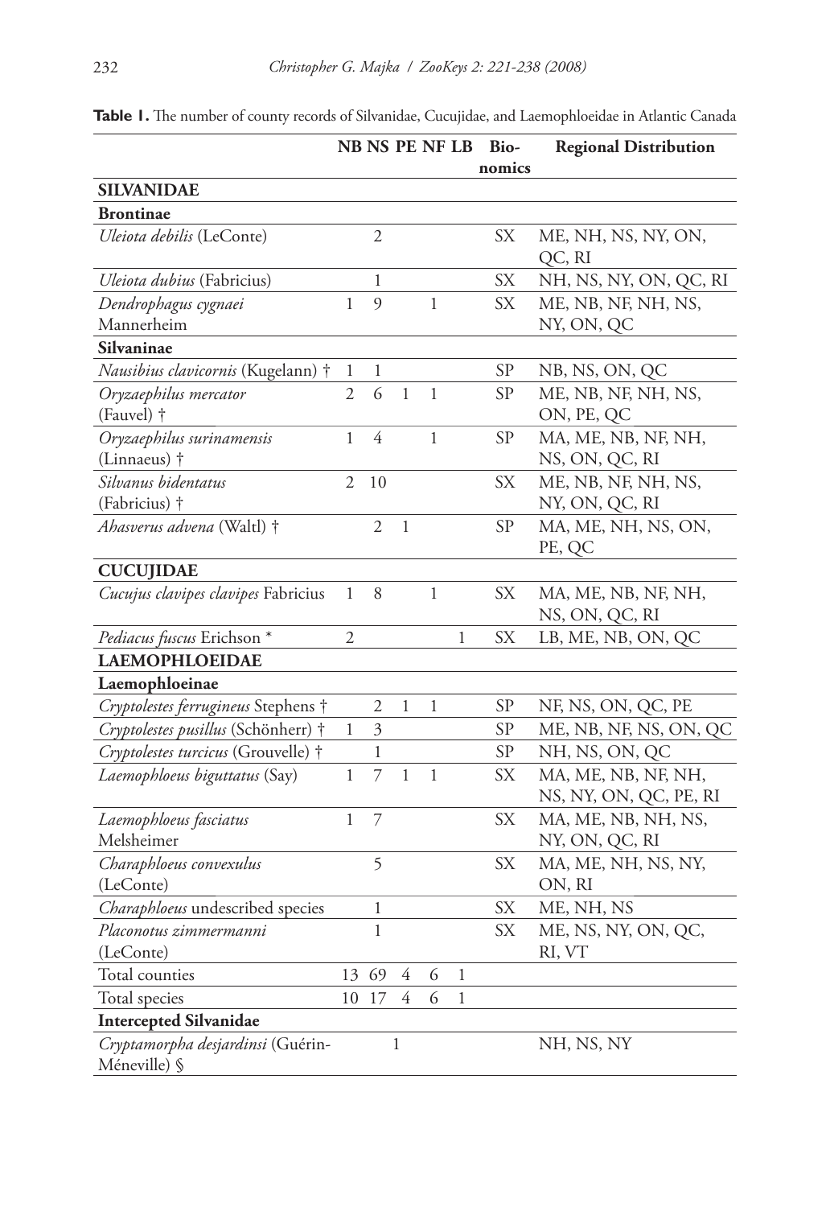**Table 1.** The number of county records of Silvanidae, Cucujidae, and Laemophloeidae in Atlantic Canada

| | NB | NS | PE | NF | LB | Bio-nomics | Regional Distribution |
|---|---|---|---|---|---|---|---|
| **SILVANIDAE** | | | | | | | |
| **Brontinae** | | | | | | | |
| *Uleiota debilis* (LeConte) | | 2 | | | | SX | ME, NH, NS, NY, ON, QC, RI |
| *Uleiota dubius* (Fabricius) | | 1 | | | | SX | NH, NS, NY, ON, QC, RI |
| *Dendrophagus cygnaei* Mannerheim | 1 | 9 | | 1 | | SX | ME, NB, NF, NH, NS, NY, ON, QC |
| **Silvaninae** | | | | | | | |
| *Nausibius clavicornis* (Kugelann) † | 1 | 1 | | | | SP | NB, NS, ON, QC |
| *Oryzaephilus mercator* (Fauvel) † | 2 | 6 | 1 | 1 | | SP | ME, NB, NF, NH, NS, ON, PE, QC |
| *Oryzaephilus surinamensis* (Linnaeus) † | 1 | 4 | | 1 | | SP | MA, ME, NB, NF, NH, NS, ON, QC, RI |
| *Silvanus bidentatus* (Fabricius) † | 2 | 10 | | | | SX | ME, NB, NF, NH, NS, NY, ON, QC, RI |
| *Ahasverus advena* (Waltl) † | | 2 | 1 | | | SP | MA, ME, NH, NS, ON, PE, QC |
| **CUCUJIDAE** | | | | | | | |
| *Cucujus clavipes clavipes* Fabricius | 1 | 8 | | 1 | | SX | MA, ME, NB, NF, NH, NS, ON, QC, RI |
| *Pediacus fuscus* Erichson * | 2 | | | | 1 | SX | LB, ME, NB, ON, QC |
| **LAEMOPHLOEIDAE** | | | | | | | |
| **Laemophloeinae** | | | | | | | |
| *Cryptolestes ferrugineus* Stephens † | | 2 | 1 | 1 | | SP | NF, NS, ON, QC, PE |
| *Cryptolestes pusillus* (Schönherr) † | 1 | 3 | | | | SP | ME, NB, NF, NS, ON, QC |
| *Cryptolestes turcicus* (Grouvelle) † | | 1 | | | | SP | NH, NS, ON, QC |
| *Laemophloeus biguttatus* (Say) | 1 | 7 | 1 | 1 | | SX | MA, ME, NB, NF, NH, NS, NY, ON, QC, PE, RI |
| *Laemophloeus fasciatus* Melsheimer | 1 | 7 | | | | SX | MA, ME, NB, NH, NS, NY, ON, QC, RI |
| *Charaphloeus convexulus* (LeConte) | | 5 | | | | SX | MA, ME, NH, NS, NY, ON, RI |
| *Charaphloeus* undescribed species | | 1 | | | | SX | ME, NH, NS |
| *Placonotus zimmermanni* (LeConte) | | 1 | | | | SX | ME, NS, NY, ON, QC, RI, VT |
| Total counties | 13 | 69 | 4 | 6 | 1 | | |
| Total species | 10 | 17 | 4 | 6 | 1 | | |
| **Intercepted Silvanidae** | | | | | | | |
| *Cryptamorpha desjardinsi* (Guérin-Méneville) § | | | 1 | | | | NH, NS, NY |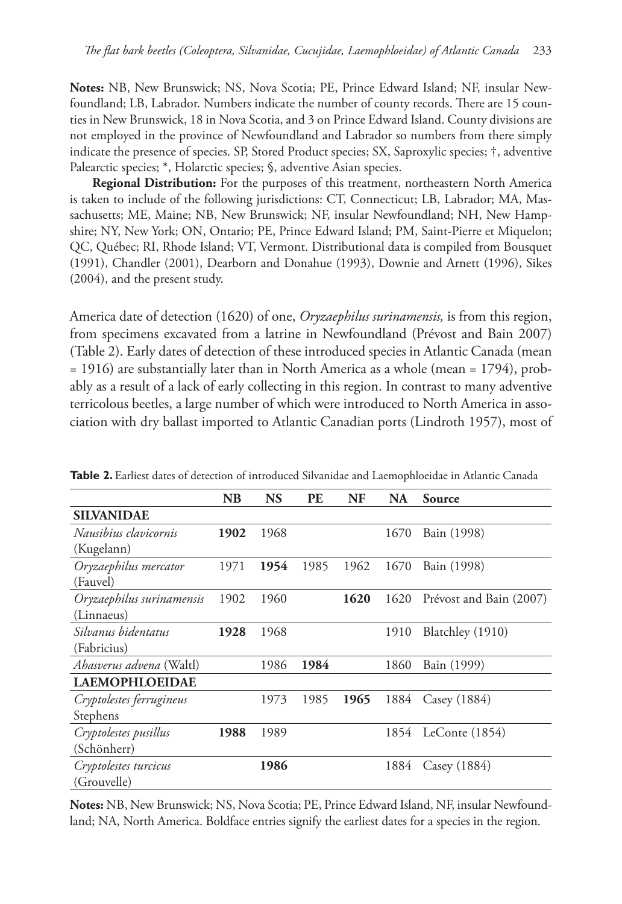**Notes:** NB, New Brunswick; NS, Nova Scotia; PE, Prince Edward Island; NF, insular Newfoundland; LB, Labrador. Numbers indicate the number of county records. There are 15 counties in New Brunswick, 18 in Nova Scotia, and 3 on Prince Edward Island. County divisions are not employed in the province of Newfoundland and Labrador so numbers from there simply indicate the presence of species. SP, Stored Product species; SX, Saproxylic species; †, adventive Palearctic species; *, Holarctic species; §, adventive Asian species.

**Regional Distribution:** For the purposes of this treatment, northeastern North America is taken to include of the following jurisdictions: CT, Connecticut; LB, Labrador; MA, Massachusetts; ME, Maine; NB, New Brunswick; NF, insular Newfoundland; NH, New Hampshire; NY, New York; ON, Ontario; PE, Prince Edward Island; PM, Saint-Pierre et Miquelon; QC, Québec; RI, Rhode Island; VT, Vermont. Distributional data is compiled from Bousquet (1991), Chandler (2001), Dearborn and Donahue (1993), Downie and Arnett (1996), Sikes (2004), and the present study.

America date of detection (1620) of one, *Oryzaephilus surinamensis,* is from this region, from specimens excavated from a latrine in Newfoundland (Prévost and Bain 2007) (Table 2). Early dates of detection of these introduced species in Atlantic Canada (mean = 1916) are substantially later than in North America as a whole (mean = 1794), probably as a result of a lack of early collecting in this region. In contrast to many adventive terricolous beetles, a large number of which were introduced to North America in association with dry ballast imported to Atlantic Canadian ports (Lindroth 1957), most of

**Table 2.** Earliest dates of detection of introduced Silvanidae and Laemophloeidae in Atlantic Canada

| | NB | NS | PE | NF | NA | Source |
|---|---|---|---|---|---|---|
| **SILVANIDAE** | | | | | | |
| *Nausibius clavicornis* (Kugelann) | **1902** | 1968 | | | 1670 | Bain (1998) |
| *Oryzaephilus mercator* (Fauvel) | 1971 | **1954** | 1985 | 1962 | 1670 | Bain (1998) |
| *Oryzaephilus surinamensis* (Linnaeus) | 1902 | 1960 | | **1620** | 1620 | Prévost and Bain (2007) |
| *Silvanus bidentatus* (Fabricius) | **1928** | 1968 | | | 1910 | Blatchley (1910) |
| *Ahasverus advena* (Waltl) | | 1986 | **1984** | | 1860 | Bain (1999) |
| **LAEMOPHLOEIDAE** | | | | | | |
| *Cryptolestes ferrugineus* Stephens | | 1973 | 1985 | **1965** | 1884 | Casey (1884) |
| *Cryptolestes pusillus* (Schönherr) | **1988** | 1989 | | | 1854 | LeConte (1854) |
| *Cryptolestes turcicus* (Grouvelle) | | **1986** | | | 1884 | Casey (1884) |

**Notes:** NB, New Brunswick; NS, Nova Scotia; PE, Prince Edward Island, NF, insular Newfoundland; NA, North America. Boldface entries signify the earliest dates for a species in the region.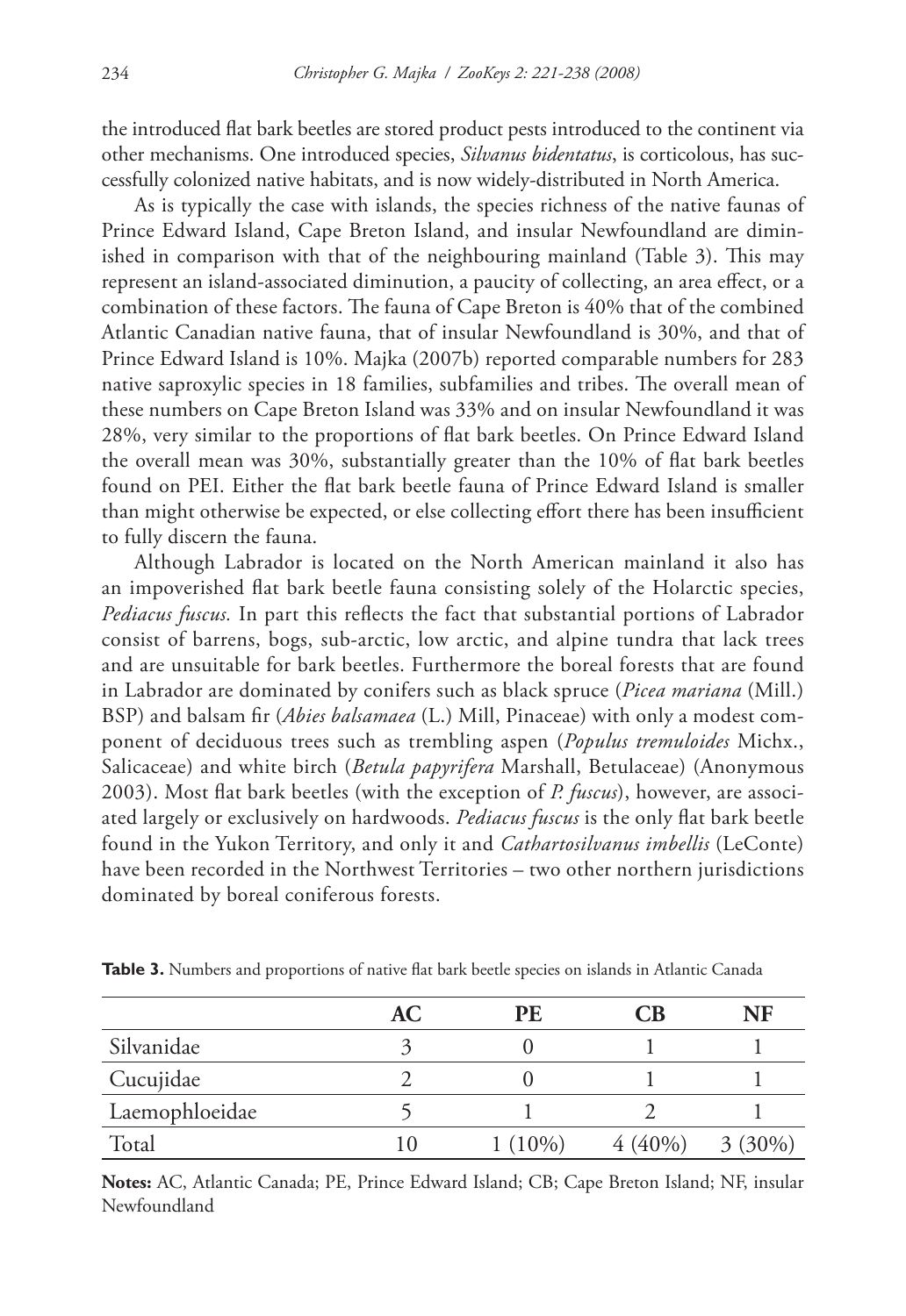the introduced flat bark beetles are stored product pests introduced to the continent via other mechanisms. One introduced species, *Silvanus bidentatus*, is corticolous, has successfully colonized native habitats, and is now widely-distributed in North America.

As is typically the case with islands, the species richness of the native faunas of Prince Edward Island, Cape Breton Island, and insular Newfoundland are diminished in comparison with that of the neighbouring mainland (Table 3). This may represent an island-associated diminution, a paucity of collecting, an area effect, or a combination of these factors. The fauna of Cape Breton is 40% that of the combined Atlantic Canadian native fauna, that of insular Newfoundland is 30%, and that of Prince Edward Island is 10%. Majka (2007b) reported comparable numbers for 283 native saproxylic species in 18 families, subfamilies and tribes. The overall mean of these numbers on Cape Breton Island was 33% and on insular Newfoundland it was 28%, very similar to the proportions of flat bark beetles. On Prince Edward Island the overall mean was 30%, substantially greater than the 10% of flat bark beetles found on PEI. Either the flat bark beetle fauna of Prince Edward Island is smaller than might otherwise be expected, or else collecting effort there has been insufficient to fully discern the fauna.

Although Labrador is located on the North American mainland it also has an impoverished flat bark beetle fauna consisting solely of the Holarctic species, *Pediacus fuscus.* In part this reflects the fact that substantial portions of Labrador consist of barrens, bogs, sub-arctic, low arctic, and alpine tundra that lack trees and are unsuitable for bark beetles. Furthermore the boreal forests that are found in Labrador are dominated by conifers such as black spruce (*Picea mariana* (Mill.) BSP) and balsam fir (*Abies balsamaea* (L.) Mill, Pinaceae) with only a modest component of deciduous trees such as trembling aspen (*Populus tremuloides* Michx., Salicaceae) and white birch (*Betula papyrifera* Marshall, Betulaceae) (Anonymous 2003). Most flat bark beetles (with the exception of *P. fuscus*), however, are associated largely or exclusively on hardwoods. *Pediacus fuscus* is the only flat bark beetle found in the Yukon Territory, and only it and *Cathartosilvanus imbellis* (LeConte) have been recorded in the Northwest Territories – two other northern jurisdictions dominated by boreal coniferous forests.

**Table 3.** Numbers and proportions of native flat bark beetle species on islands in Atlantic Canada

| | AC | PE | CB | NF |
|---|---|---|---|---|
| Silvanidae | 3 | 0 | 1 | 1 |
| Cucujidae | 2 | 0 | 1 | 1 |
| Laemophloeidae | 5 | 1 | 2 | 1 |
| Total | 10 | 1 (10%) | 4 (40%) | 3 (30%) |

**Notes:** AC, Atlantic Canada; PE, Prince Edward Island; CB; Cape Breton Island; NF, insular Newfoundland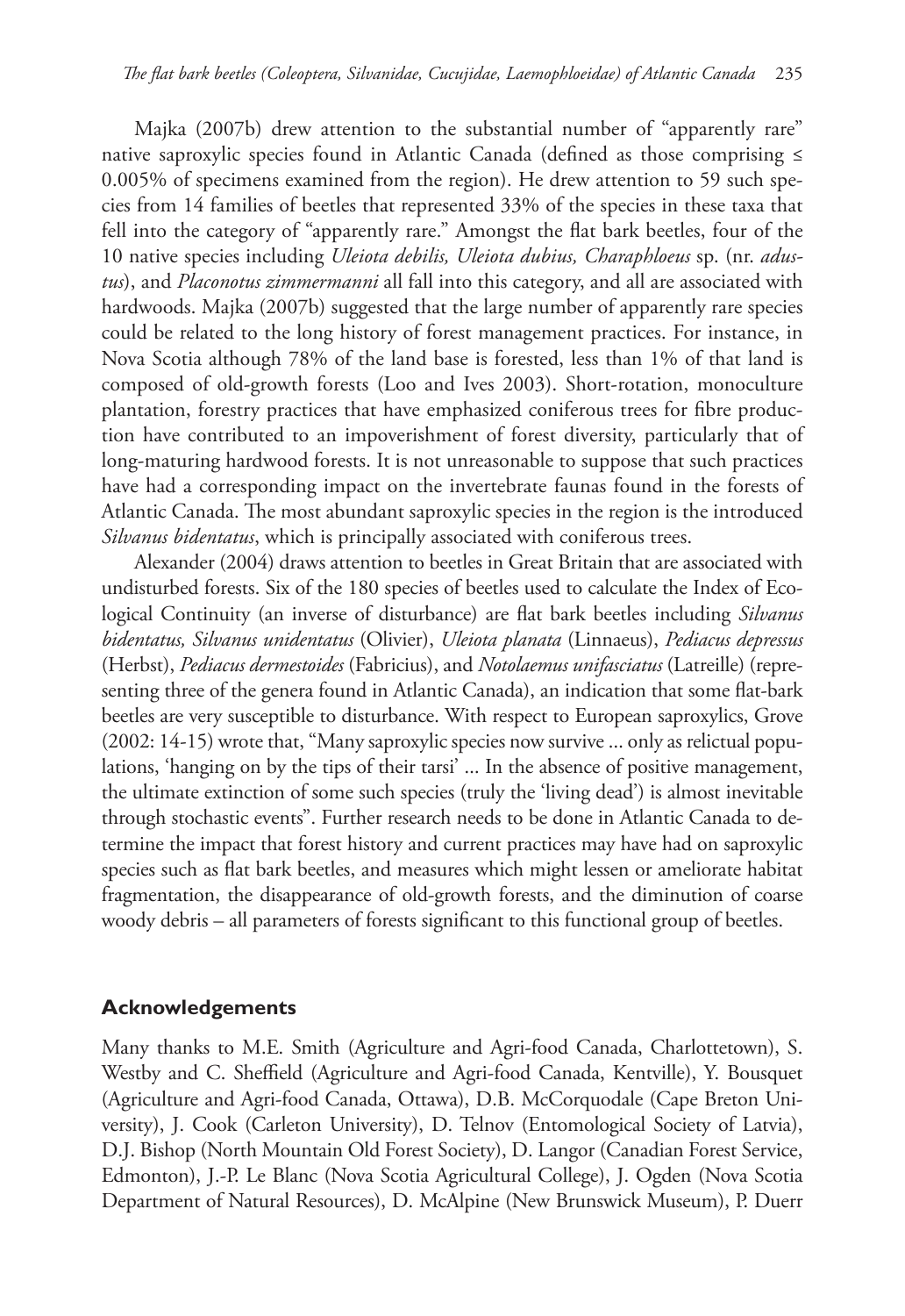Majka (2007b) drew attention to the substantial number of "apparently rare" native saproxylic species found in Atlantic Canada (defined as those comprising ≤ 0.005% of specimens examined from the region). He drew attention to 59 such species from 14 families of beetles that represented 33% of the species in these taxa that fell into the category of "apparently rare." Amongst the flat bark beetles, four of the 10 native species including *Uleiota debilis, Uleiota dubius, Charaphloeus* sp. (nr. *adustus*), and *Placonotus zimmermanni* all fall into this category, and all are associated with hardwoods. Majka (2007b) suggested that the large number of apparently rare species could be related to the long history of forest management practices. For instance, in Nova Scotia although 78% of the land base is forested, less than 1% of that land is composed of old-growth forests (Loo and Ives 2003). Short-rotation, monoculture plantation, forestry practices that have emphasized coniferous trees for fibre production have contributed to an impoverishment of forest diversity, particularly that of long-maturing hardwood forests. It is not unreasonable to suppose that such practices have had a corresponding impact on the invertebrate faunas found in the forests of Atlantic Canada. The most abundant saproxylic species in the region is the introduced *Silvanus bidentatus*, which is principally associated with coniferous trees.

Alexander (2004) draws attention to beetles in Great Britain that are associated with undisturbed forests. Six of the 180 species of beetles used to calculate the Index of Ecological Continuity (an inverse of disturbance) are flat bark beetles including *Silvanus bidentatus, Silvanus unidentatus* (Olivier), *Uleiota planata* (Linnaeus), *Pediacus depressus* (Herbst), *Pediacus dermestoides* (Fabricius), and *Notolaemus unifasciatus* (Latreille) (representing three of the genera found in Atlantic Canada), an indication that some flat-bark beetles are very susceptible to disturbance. With respect to European saproxylics, Grove (2002: 14-15) wrote that, "Many saproxylic species now survive ... only as relictual populations, 'hanging on by the tips of their tarsi' ... In the absence of positive management, the ultimate extinction of some such species (truly the 'living dead') is almost inevitable through stochastic events". Further research needs to be done in Atlantic Canada to determine the impact that forest history and current practices may have had on saproxylic species such as flat bark beetles, and measures which might lessen or ameliorate habitat fragmentation, the disappearance of old-growth forests, and the diminution of coarse woody debris – all parameters of forests significant to this functional group of beetles.

## Acknowledgements

Many thanks to M.E. Smith (Agriculture and Agri-food Canada, Charlottetown), S. Westby and C. Sheffield (Agriculture and Agri-food Canada, Kentville), Y. Bousquet (Agriculture and Agri-food Canada, Ottawa), D.B. McCorquodale (Cape Breton University), J. Cook (Carleton University), D. Telnov (Entomological Society of Latvia), D.J. Bishop (North Mountain Old Forest Society), D. Langor (Canadian Forest Service, Edmonton), J.-P. Le Blanc (Nova Scotia Agricultural College), J. Ogden (Nova Scotia Department of Natural Resources), D. McAlpine (New Brunswick Museum), P. Duerr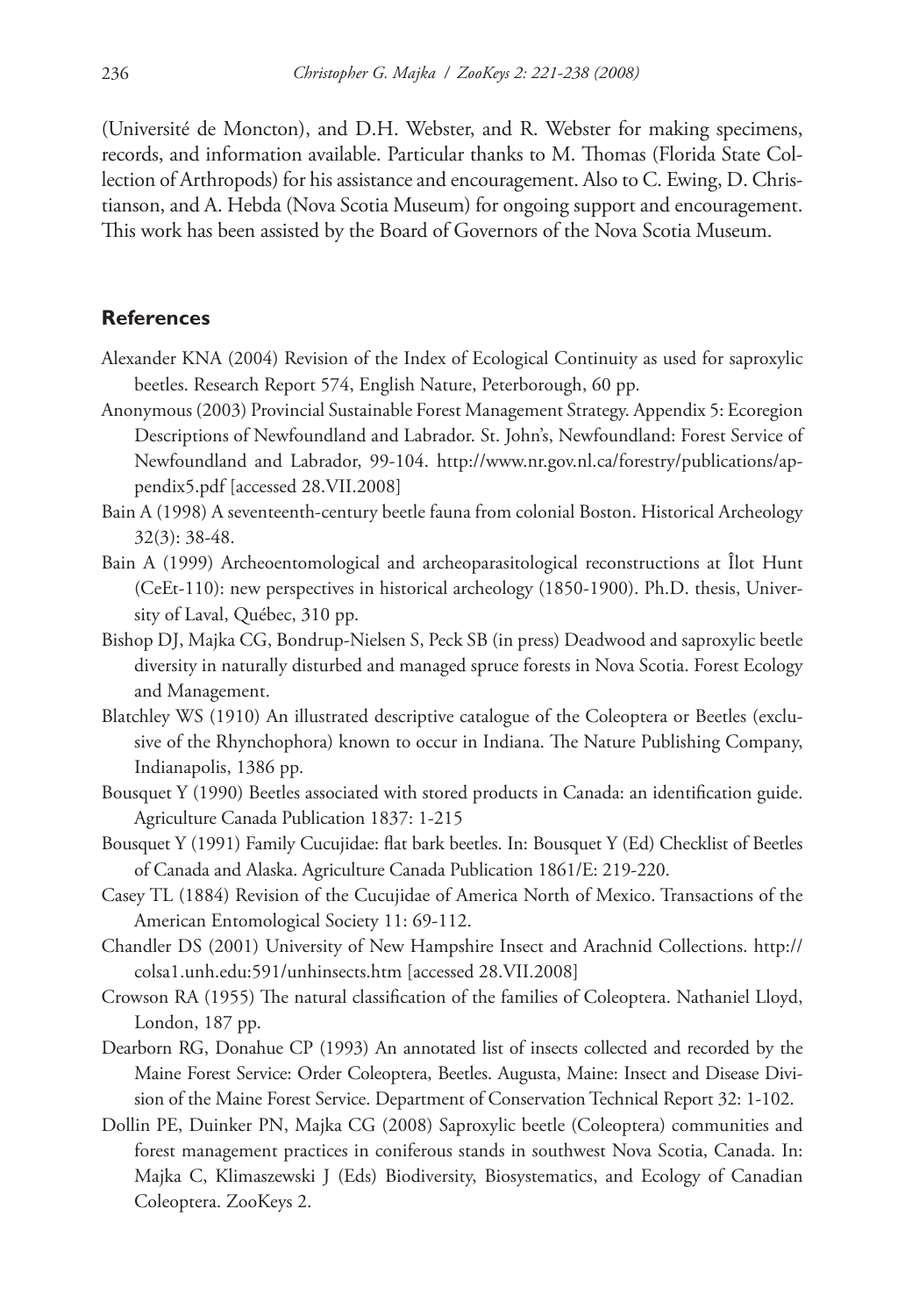(Université de Moncton), and D.H. Webster, and R. Webster for making specimens, records, and information available. Particular thanks to M. Thomas (Florida State Collection of Arthropods) for his assistance and encouragement. Also to C. Ewing, D. Christianson, and A. Hebda (Nova Scotia Museum) for ongoing support and encouragement. This work has been assisted by the Board of Governors of the Nova Scotia Museum.

## References

Alexander KNA (2004) Revision of the Index of Ecological Continuity as used for saproxylic beetles. Research Report 574, English Nature, Peterborough, 60 pp.

Anonymous (2003) Provincial Sustainable Forest Management Strategy. Appendix 5: Ecoregion Descriptions of Newfoundland and Labrador. St. John's, Newfoundland: Forest Service of Newfoundland and Labrador, 99-104. http://www.nr.gov.nl.ca/forestry/publications/appendix5.pdf [accessed 28.VII.2008]

Bain A (1998) A seventeenth-century beetle fauna from colonial Boston. Historical Archeology 32(3): 38-48.

Bain A (1999) Archeoentomological and archeoparasitological reconstructions at Îlot Hunt (CeEt-110): new perspectives in historical archeology (1850-1900). Ph.D. thesis, University of Laval, Québec, 310 pp.

Bishop DJ, Majka CG, Bondrup-Nielsen S, Peck SB (in press) Deadwood and saproxylic beetle diversity in naturally disturbed and managed spruce forests in Nova Scotia. Forest Ecology and Management.

Blatchley WS (1910) An illustrated descriptive catalogue of the Coleoptera or Beetles (exclusive of the Rhynchophora) known to occur in Indiana. The Nature Publishing Company, Indianapolis, 1386 pp.

Bousquet Y (1990) Beetles associated with stored products in Canada: an identification guide. Agriculture Canada Publication 1837: 1-215

Bousquet Y (1991) Family Cucujidae: flat bark beetles. In: Bousquet Y (Ed) Checklist of Beetles of Canada and Alaska. Agriculture Canada Publication 1861/E: 219-220.

Casey TL (1884) Revision of the Cucujidae of America North of Mexico. Transactions of the American Entomological Society 11: 69-112.

Chandler DS (2001) University of New Hampshire Insect and Arachnid Collections. http://colsa1.unh.edu:591/unhinsects.htm [accessed 28.VII.2008]

Crowson RA (1955) The natural classification of the families of Coleoptera. Nathaniel Lloyd, London, 187 pp.

Dearborn RG, Donahue CP (1993) An annotated list of insects collected and recorded by the Maine Forest Service: Order Coleoptera, Beetles. Augusta, Maine: Insect and Disease Division of the Maine Forest Service. Department of Conservation Technical Report 32: 1-102.

Dollin PE, Duinker PN, Majka CG (2008) Saproxylic beetle (Coleoptera) communities and forest management practices in coniferous stands in southwest Nova Scotia, Canada. In: Majka C, Klimaszewski J (Eds) Biodiversity, Biosystematics, and Ecology of Canadian Coleoptera. ZooKeys 2.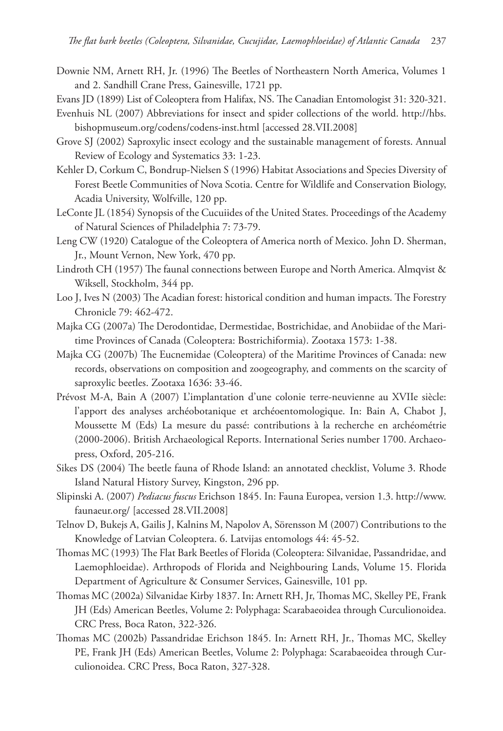Downie NM, Arnett RH, Jr. (1996) The Beetles of Northeastern North America, Volumes 1 and 2. Sandhill Crane Press, Gainesville, 1721 pp.

Evans JD (1899) List of Coleoptera from Halifax, NS. The Canadian Entomologist 31: 320-321.

Evenhuis NL (2007) Abbreviations for insect and spider collections of the world. http://hbs.bishopmuseum.org/codens/codens-inst.html [accessed 28.VII.2008]

Grove SJ (2002) Saproxylic insect ecology and the sustainable management of forests. Annual Review of Ecology and Systematics 33: 1-23.

Kehler D, Corkum C, Bondrup-Nielsen S (1996) Habitat Associations and Species Diversity of Forest Beetle Communities of Nova Scotia. Centre for Wildlife and Conservation Biology, Acadia University, Wolfville, 120 pp.

LeConte JL (1854) Synopsis of the Cucuiides of the United States. Proceedings of the Academy of Natural Sciences of Philadelphia 7: 73-79.

Leng CW (1920) Catalogue of the Coleoptera of America north of Mexico. John D. Sherman, Jr., Mount Vernon, New York, 470 pp.

Lindroth CH (1957) The faunal connections between Europe and North America. Almqvist & Wiksell, Stockholm, 344 pp.

Loo J, Ives N (2003) The Acadian forest: historical condition and human impacts. The Forestry Chronicle 79: 462-472.

Majka CG (2007a) The Derodontidae, Dermestidae, Bostrichidae, and Anobiidae of the Maritime Provinces of Canada (Coleoptera: Bostrichiformia). Zootaxa 1573: 1-38.

Majka CG (2007b) The Eucnemidae (Coleoptera) of the Maritime Provinces of Canada: new records, observations on composition and zoogeography, and comments on the scarcity of saproxylic beetles. Zootaxa 1636: 33-46.

Prévost M-A, Bain A (2007) L'implantation d'une colonie terre-neuvienne au XVIIe siècle: l'apport des analyses archéobotanique et archéoentomologique. In: Bain A, Chabot J, Moussette M (Eds) La mesure du passé: contributions à la recherche en archéométrie (2000-2006). British Archaeological Reports. International Series number 1700. Archaeopress, Oxford, 205-216.

Sikes DS (2004) The beetle fauna of Rhode Island: an annotated checklist, Volume 3. Rhode Island Natural History Survey, Kingston, 296 pp.

Slipinski A. (2007) *Pediacus fuscus* Erichson 1845. In: Fauna Europea, version 1.3. http://www.faunaeur.org/ [accessed 28.VII.2008]

Telnov D, Bukejs A, Gailis J, Kalnins M, Napolov A, Sörensson M (2007) Contributions to the Knowledge of Latvian Coleoptera. 6. Latvijas entomologs 44: 45-52.

Thomas MC (1993) The Flat Bark Beetles of Florida (Coleoptera: Silvanidae, Passandridae, and Laemophloeidae). Arthropods of Florida and Neighbouring Lands, Volume 15. Florida Department of Agriculture & Consumer Services, Gainesville, 101 pp.

Thomas MC (2002a) Silvanidae Kirby 1837. In: Arnett RH, Jr, Thomas MC, Skelley PE, Frank JH (Eds) American Beetles, Volume 2: Polyphaga: Scarabaeoidea through Curculionoidea. CRC Press, Boca Raton, 322-326.

Thomas MC (2002b) Passandridae Erichson 1845. In: Arnett RH, Jr., Thomas MC, Skelley PE, Frank JH (Eds) American Beetles, Volume 2: Polyphaga: Scarabaeoidea through Curculionoidea. CRC Press, Boca Raton, 327-328.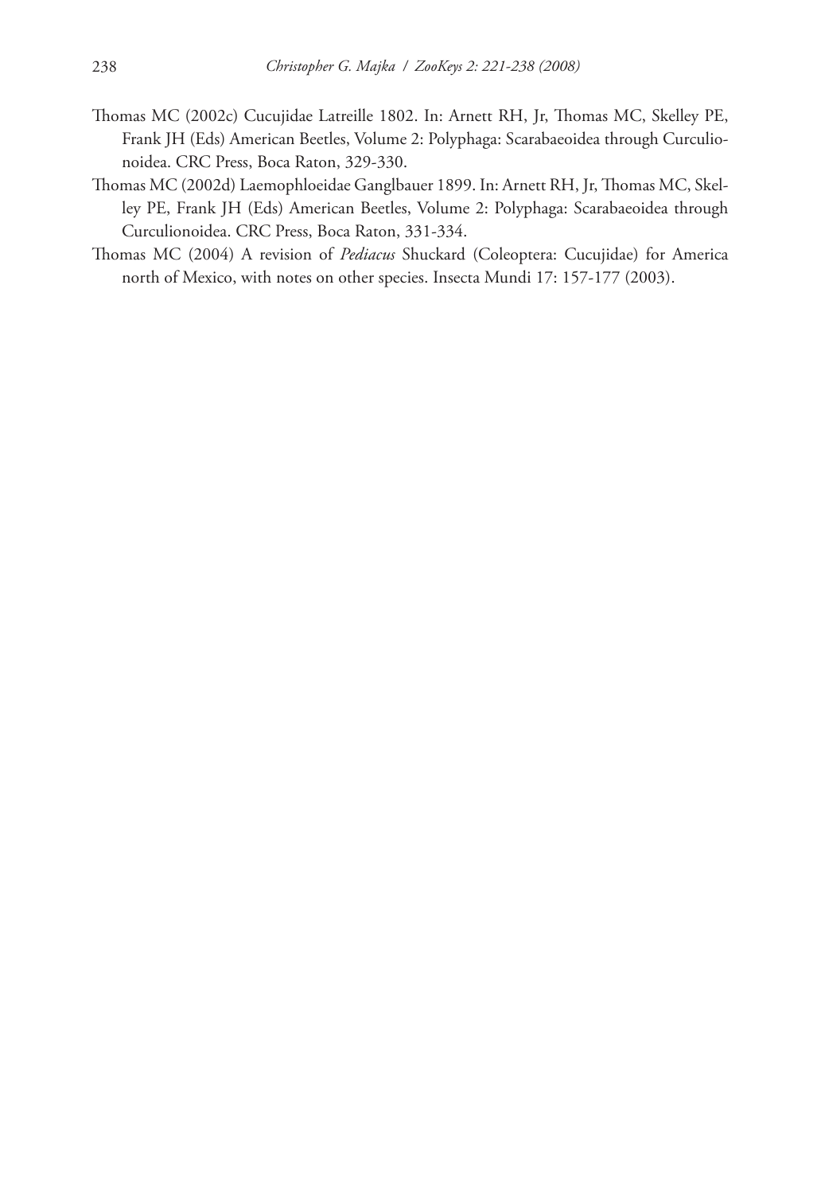Thomas MC (2002c) Cucujidae Latreille 1802. In: Arnett RH, Jr, Thomas MC, Skelley PE, Frank JH (Eds) American Beetles, Volume 2: Polyphaga: Scarabaeoidea through Curculionoidea. CRC Press, Boca Raton, 329-330.

Thomas MC (2002d) Laemophloeidae Ganglbauer 1899. In: Arnett RH, Jr, Thomas MC, Skelley PE, Frank JH (Eds) American Beetles, Volume 2: Polyphaga: Scarabaeoidea through Curculionoidea. CRC Press, Boca Raton, 331-334.

Thomas MC (2004) A revision of *Pediacus* Shuckard (Coleoptera: Cucujidae) for America north of Mexico, with notes on other species. Insecta Mundi 17: 157-177 (2003).